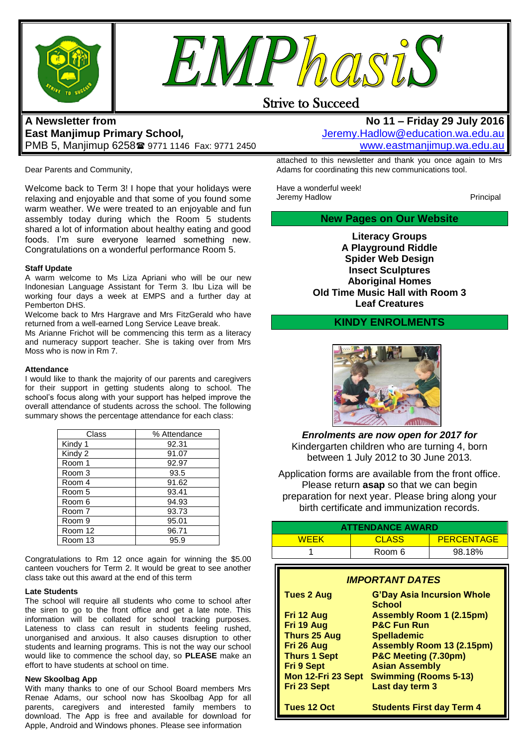# EMPhasiS

Strive to Succeed

**A Newsletter from**
**East Manjimup Primary School,**
PMB 5, Manjimup 6258 ☎ 9771 1146 Fax: 9771 2450

**No 11 – Friday 29 July 2016**
Jeremy.Hadlow@education.wa.edu.au
www.eastmanjimup.wa.edu.au

Dear Parents and Community,

Welcome back to Term 3! I hope that your holidays were relaxing and enjoyable and that some of you found some warm weather. We were treated to an enjoyable and fun assembly today during which the Room 5 students shared a lot of information about healthy eating and good foods. I'm sure everyone learned something new. Congratulations on a wonderful performance Room 5.

**Staff Update**

A warm welcome to Ms Liza Apriani who will be our new Indonesian Language Assistant for Term 3. Ibu Liza will be working four days a week at EMPS and a further day at Pemberton DHS.

Welcome back to Mrs Hargrave and Mrs FitzGerald who have returned from a well-earned Long Service Leave break.

Ms Arianne Frichot will be commencing this term as a literacy and numeracy support teacher. She is taking over from Mrs Moss who is now in Rm 7.

**Attendance**

I would like to thank the majority of our parents and caregivers for their support in getting students along to school. The school's focus along with your support has helped improve the overall attendance of students across the school. The following summary shows the percentage attendance for each class:

| Class | % Attendance |
|---|---|
| Kindy 1 | 92.31 |
| Kindy 2 | 91.07 |
| Room 1 | 92.97 |
| Room 3 | 93.5 |
| Room 4 | 91.62 |
| Room 5 | 93.41 |
| Room 6 | 94.93 |
| Room 7 | 93.73 |
| Room 9 | 95.01 |
| Room 12 | 96.71 |
| Room 13 | 95.9 |

Congratulations to Rm 12 once again for winning the $5.00 canteen vouchers for Term 2. It would be great to see another class take out this award at the end of this term

**Late Students**

The school will require all students who come to school after the siren to go to the front office and get a late note. This information will be collated for school tracking purposes. Lateness to class can result in students feeling rushed, unorganised and anxious. It also causes disruption to other students and learning programs. This is not the way our school would like to commence the school day, so **PLEASE** make an effort to have students at school on time.

**New Skoolbag App**

With many thanks to one of our School Board members Mrs Renae Adams, our school now has Skoolbag App for all parents, caregivers and interested family members to download. The App is free and available for download for Apple, Android and Windows phones. Please see information attached to this newsletter and thank you once again to Mrs Adams for coordinating this new communications tool.

Have a wonderful week!
Jeremy Hadlow — Principal

## New Pages on Our Website

**Literacy Groups**
**A Playground Riddle**
**Spider Web Design**
**Insect Sculptures**
**Aboriginal Homes**
**Old Time Music Hall with Room 3**
**Leaf Creatures**

## KINDY ENROLMENTS

***Enrolments are now open for 2017 for*** Kindergarten children who are turning 4, born between 1 July 2012 to 30 June 2013.

Application forms are available from the front office. Please return **asap** so that we can begin preparation for next year. Please bring along your birth certificate and immunization records.

| ATTENDANCE AWARD | | |
|---|---|---|
| WEEK | CLASS | PERCENTAGE |
| 1 | Room 6 | 98.18% |

***IMPORTANT DATES***

| | |
|---|---|
| **Tues 2 Aug** | **G'Day Asia Incursion Whole School** |
| **Fri 12 Aug** | **Assembly Room 1 (2.15pm)** |
| **Fri 19 Aug** | **P&C Fun Run** |
| **Thurs 25 Aug** | **Spellademic** |
| **Fri 26 Aug** | **Assembly Room 13 (2.15pm)** |
| **Thurs 1 Sept** | **P&C Meeting (7.30pm)** |
| **Fri 9 Sept** | **Asian Assembly** |
| **Mon 12-Fri 23 Sept** | **Swimming (Rooms 5-13)** |
| **Fri 23 Sept** | **Last day term 3** |
| **Tues 12 Oct** | **Students First day Term 4** |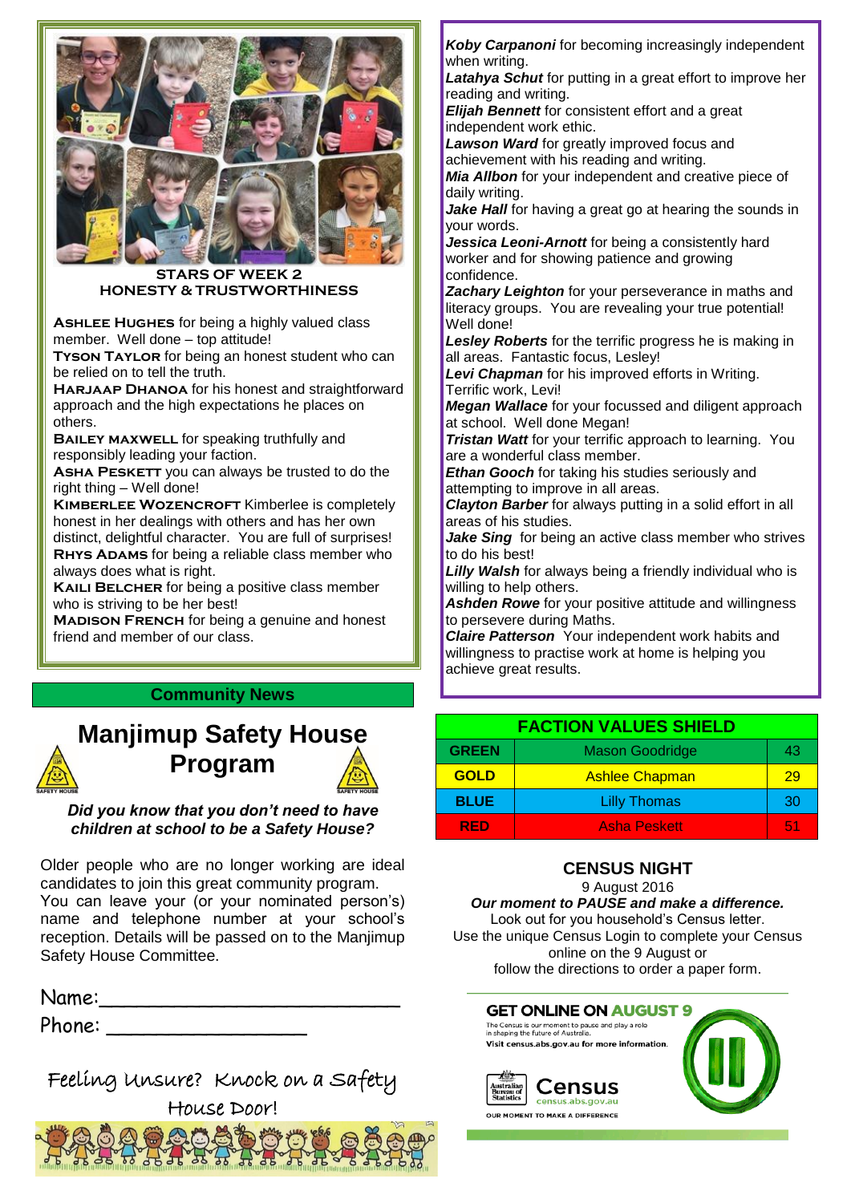### STARS OF WEEK 2
### HONESTY & TRUSTWORTHINESS

**Ashlee Hughes** for being a highly valued class member. Well done – top attitude!
**Tyson Taylor** for being an honest student who can be relied on to tell the truth.
**Harjaap Dhanoa** for his honest and straightforward approach and the high expectations he places on others.
**Bailey Maxwell** for speaking truthfully and responsibly leading your faction.
**Asha Peskett** you can always be trusted to do the right thing – Well done!
**Kimberlee Wozencroft** Kimberlee is completely honest in her dealings with others and has her own distinct, delightful character. You are full of surprises!
**Rhys Adams** for being a reliable class member who always does what is right.
**Kaili Belcher** for being a positive class member who is striving to be her best!
**Madison French** for being a genuine and honest friend and member of our class.

***Koby Carpanoni*** for becoming increasingly independent when writing.
***Latahya Schut*** for putting in a great effort to improve her reading and writing.
***Elijah Bennett*** for consistent effort and a great independent work ethic.
***Lawson Ward*** for greatly improved focus and achievement with his reading and writing.
***Mia Allbon*** for your independent and creative piece of daily writing.
***Jake Hall*** for having a great go at hearing the sounds in your words.
***Jessica Leoni-Arnott*** for being a consistently hard worker and for showing patience and growing confidence.
***Zachary Leighton*** for your perseverance in maths and literacy groups. You are revealing your true potential! Well done!
***Lesley Roberts*** for the terrific progress he is making in all areas. Fantastic focus, Lesley!
***Levi Chapman*** for his improved efforts in Writing. Terrific work, Levi!
***Megan Wallace*** for your focussed and diligent approach at school. Well done Megan!
***Tristan Watt*** for your terrific approach to learning. You are a wonderful class member.
***Ethan Gooch*** for taking his studies seriously and attempting to improve in all areas.
***Clayton Barber*** for always putting in a solid effort in all areas of his studies.
***Jake Sing*** for being an active class member who strives to do his best!
***Lilly Walsh*** for always being a friendly individual who is willing to help others.
***Ashden Rowe*** for your positive attitude and willingness to persevere during Maths.
***Claire Patterson*** Your independent work habits and willingness to practise work at home is helping you achieve great results.

| FACTION VALUES SHIELD | | |
|---|---|---|
| GREEN | Mason Goodridge | 43 |
| GOLD | Ashlee Chapman | 29 |
| BLUE | Lilly Thomas | 30 |
| RED | Asha Peskett | 51 |

## Community News

# Manjimup Safety House Program

***Did you know that you don't need to have children at school to be a Safety House?***

Older people who are no longer working are ideal candidates to join this great community program. You can leave your (or your nominated person's) name and telephone number at your school's reception. Details will be passed on to the Manjimup Safety House Committee.

Name:\_\_\_\_\_\_\_\_\_\_\_\_\_\_\_\_\_\_\_\_\_\_\_\_\_\_

Phone: \_\_\_\_\_\_\_\_\_\_\_\_\_\_\_\_\_\_

Feeling Unsure? Knock on a Safety House Door!

## CENSUS NIGHT

9 August 2016

***Our moment to PAUSE and make a difference.***

Look out for you household's Census letter.
Use the unique Census Login to complete your Census online on the 9 August or follow the directions to order a paper form.

**GET ONLINE ON AUGUST 9**

The Census is our moment to pause and play a role in shaping the future of Australia.
Visit census.abs.gov.au for more information.

Australian Bureau of Statistics
Census
census.abs.gov.au
OUR MOMENT TO MAKE A DIFFERENCE